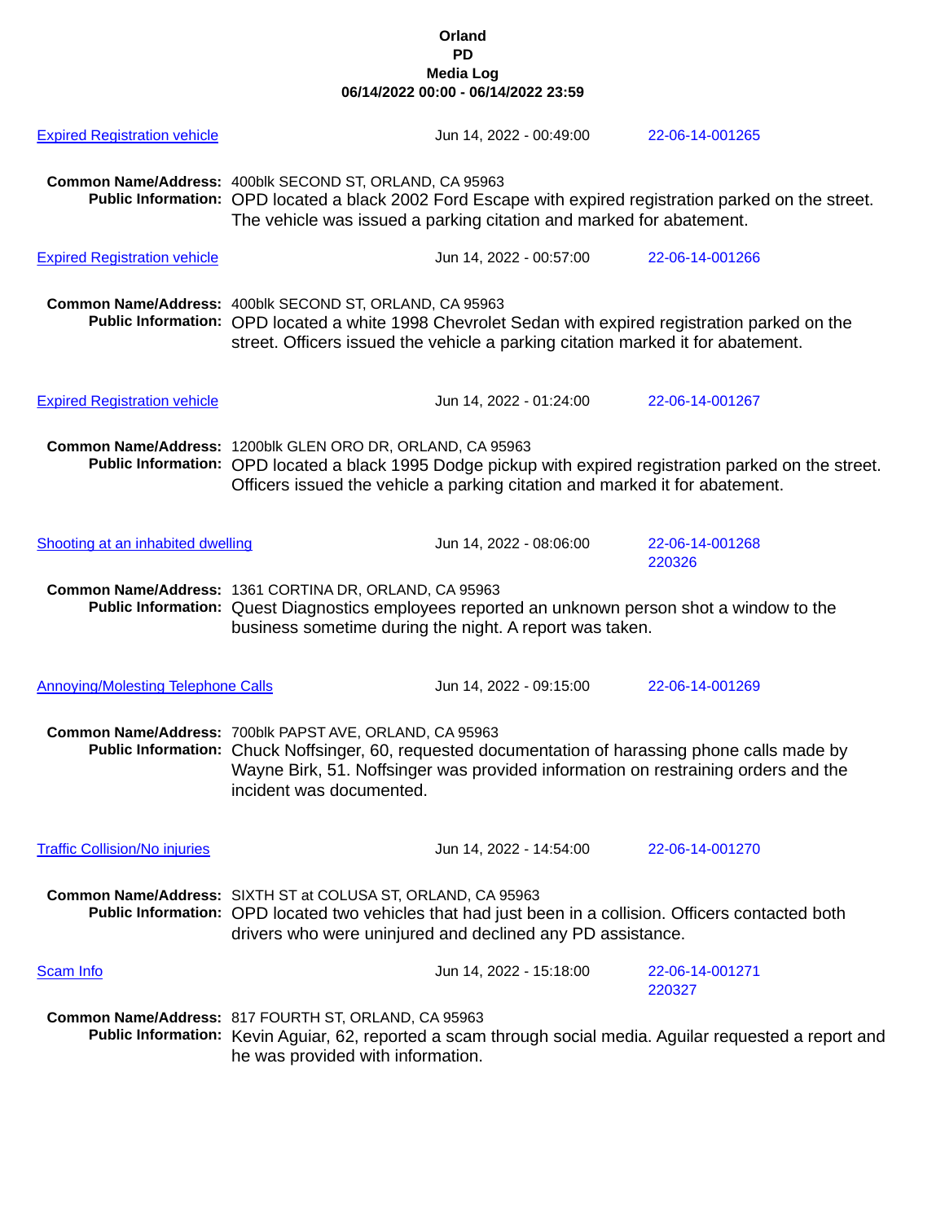# Orland
# PD
# Media Log
## 06/14/2022 00:00 - 06/14/2022 23:59

**Expired Registration vehicle** — Jun 14, 2022 - 00:49:00 — 22-06-14-001265

**Common Name/Address:** 400blk SECOND ST, ORLAND, CA 95963
**Public Information:** OPD located a black 2002 Ford Escape with expired registration parked on the street. The vehicle was issued a parking citation and marked for abatement.

**Expired Registration vehicle** — Jun 14, 2022 - 00:57:00 — 22-06-14-001266

**Common Name/Address:** 400blk SECOND ST, ORLAND, CA 95963
**Public Information:** OPD located a white 1998 Chevrolet Sedan with expired registration parked on the street. Officers issued the vehicle a parking citation marked it for abatement.

**Expired Registration vehicle** — Jun 14, 2022 - 01:24:00 — 22-06-14-001267

**Common Name/Address:** 1200blk GLEN ORO DR, ORLAND, CA 95963
**Public Information:** OPD located a black 1995 Dodge pickup with expired registration parked on the street. Officers issued the vehicle a parking citation and marked it for abatement.

**Shooting at an inhabited dwelling** — Jun 14, 2022 - 08:06:00 — 22-06-14-001268 220326

**Common Name/Address:** 1361 CORTINA DR, ORLAND, CA 95963
**Public Information:** Quest Diagnostics employees reported an unknown person shot a window to the business sometime during the night. A report was taken.

**Annoying/Molesting Telephone Calls** — Jun 14, 2022 - 09:15:00 — 22-06-14-001269

**Common Name/Address:** 700blk PAPST AVE, ORLAND, CA 95963
**Public Information:** Chuck Noffsinger, 60, requested documentation of harassing phone calls made by Wayne Birk, 51. Noffsinger was provided information on restraining orders and the incident was documented.

**Traffic Collision/No injuries** — Jun 14, 2022 - 14:54:00 — 22-06-14-001270

**Common Name/Address:** SIXTH ST at COLUSA ST, ORLAND, CA 95963
**Public Information:** OPD located two vehicles that had just been in a collision. Officers contacted both drivers who were uninjured and declined any PD assistance.

**Scam Info** — Jun 14, 2022 - 15:18:00 — 22-06-14-001271 220327

**Common Name/Address:** 817 FOURTH ST, ORLAND, CA 95963
**Public Information:** Kevin Aguiar, 62, reported a scam through social media. Aguilar requested a report and he was provided with information.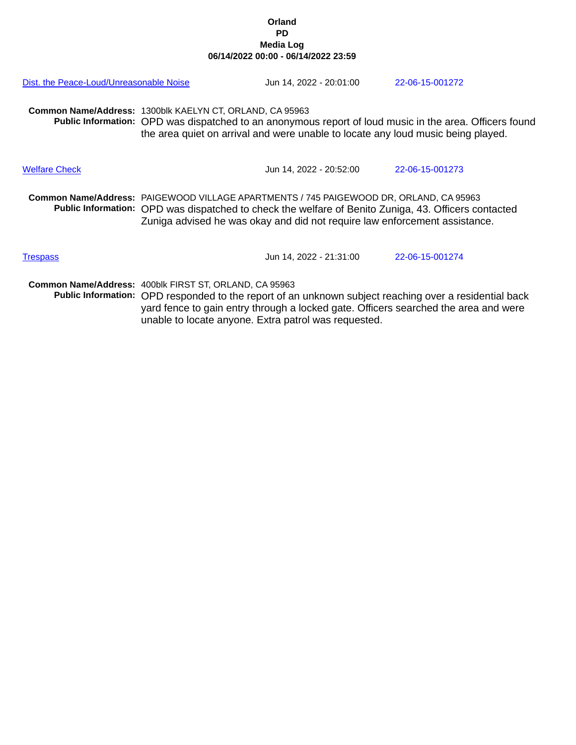**Orland**
**PD**
**Media Log**
**06/14/2022 00:00 - 06/14/2022 23:59**

Dist. the Peace-Loud/Unreasonable Noise — Jun 14, 2022 - 20:01:00 — 22-06-15-001272

**Common Name/Address:** 1300blk KAELYN CT, ORLAND, CA 95963
**Public Information:** OPD was dispatched to an anonymous report of loud music in the area. Officers found the area quiet on arrival and were unable to locate any loud music being played.

Welfare Check — Jun 14, 2022 - 20:52:00 — 22-06-15-001273

**Common Name/Address:** PAIGEWOOD VILLAGE APARTMENTS / 745 PAIGEWOOD DR, ORLAND, CA 95963
**Public Information:** OPD was dispatched to check the welfare of Benito Zuniga, 43. Officers contacted Zuniga advised he was okay and did not require law enforcement assistance.

Trespass — Jun 14, 2022 - 21:31:00 — 22-06-15-001274

**Common Name/Address:** 400blk FIRST ST, ORLAND, CA 95963
**Public Information:** OPD responded to the report of an unknown subject reaching over a residential back yard fence to gain entry through a locked gate. Officers searched the area and were unable to locate anyone. Extra patrol was requested.